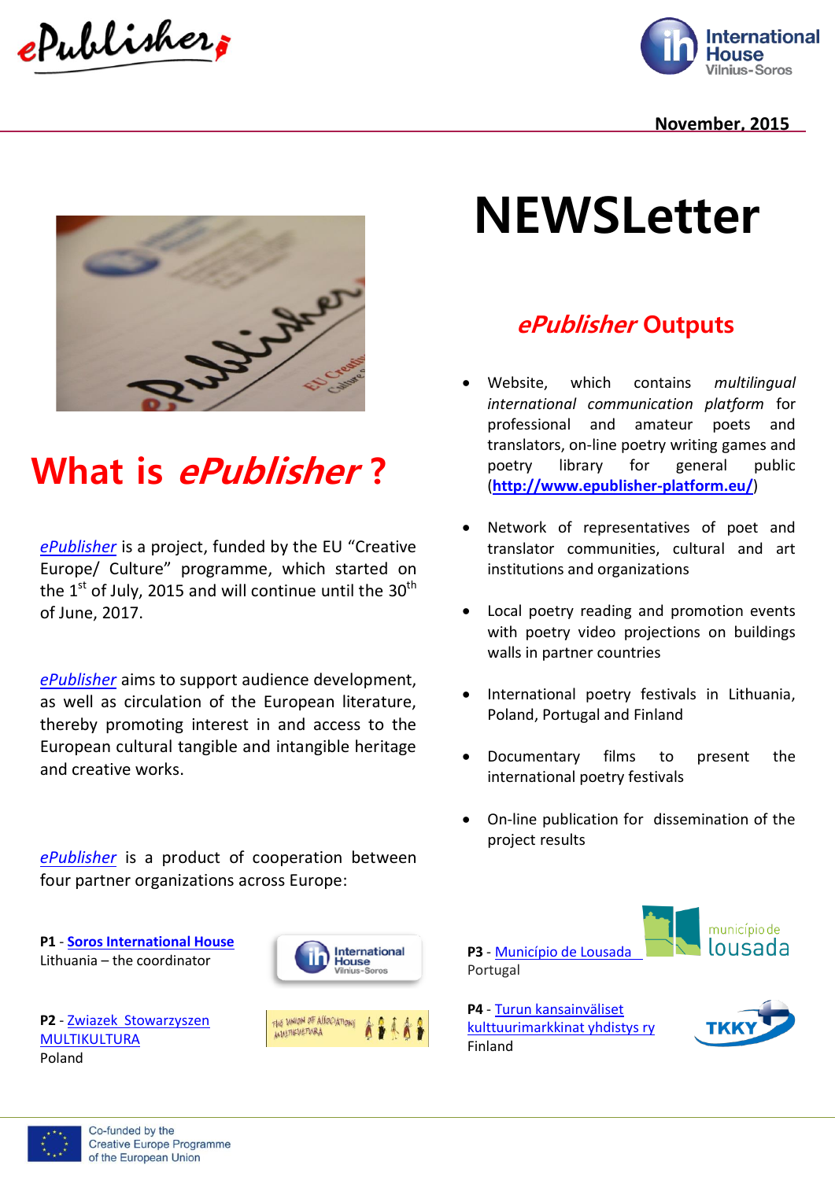November, 2015

# NEWSLetter

## What is *ePublisher* ?

*ePublisher* is a project, funded by the EU "Creative Europe/ Culture" programme, which started on the 1st of July, 2015 and will continue until the 30th of June, 2017.

*ePublisher* aims to support audience development, as well as circulation of the European literature, thereby promoting interest in and access to the European cultural tangible and intangible heritage and creative works.

*ePublisher* is a product of cooperation between four partner organizations across Europe:

**P1** - **Soros International House**
Lithuania – the coordinator

**P2** - Zwiazek Stowarzyszen MULTIKULTURA
Poland

**P3** - Município de Lousada
Portugal

**P4** - Turun kansainväliset kulttuurimarkkinat yhdistys ry
Finland

## *ePublisher* Outputs

- Website, which contains *multilingual international communication platform* for professional and amateur poets and translators, on-line poetry writing games and poetry library for general public (**http://www.epublisher-platform.eu/**)
- Network of representatives of poet and translator communities, cultural and art institutions and organizations
- Local poetry reading and promotion events with poetry video projections on buildings walls in partner countries
- International poetry festivals in Lithuania, Poland, Portugal and Finland
- Documentary films to present the international poetry festivals
- On-line publication for dissemination of the project results

Co-funded by the Creative Europe Programme of the European Union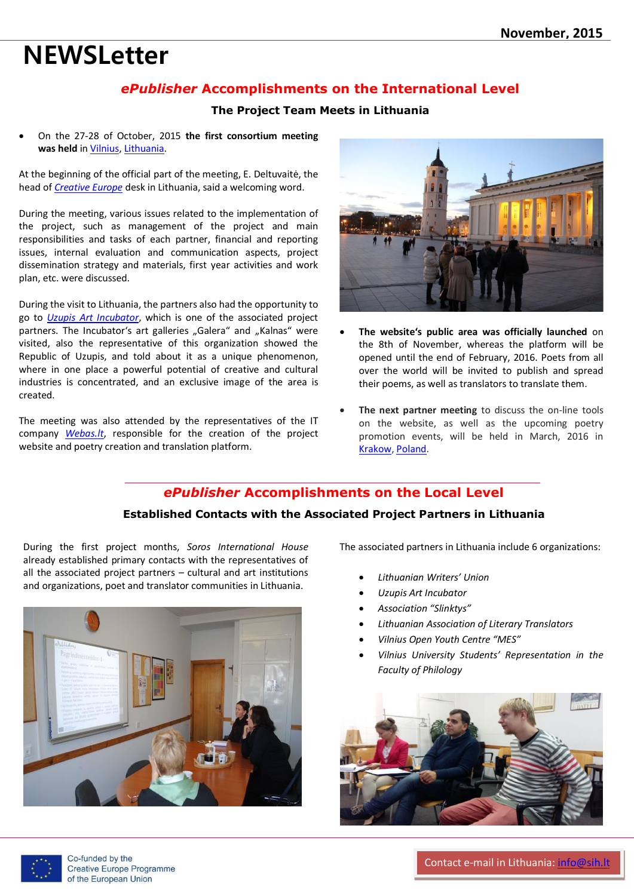November, 2015

# NEWSLetter

## *ePublisher* Accomplishments on the International Level

### The Project Team Meets in Lithuania

- On the 27-28 of October, 2015 **the first consortium meeting was held** in Vilnius, Lithuania.

At the beginning of the official part of the meeting, E. Deltuvaitė, the head of *Creative Europe* desk in Lithuania, said a welcoming word.

During the meeting, various issues related to the implementation of the project, such as management of the project and main responsibilities and tasks of each partner, financial and reporting issues, internal evaluation and communication aspects, project dissemination strategy and materials, first year activities and work plan, etc. were discussed.

During the visit to Lithuania, the partners also had the opportunity to go to *Uzupis Art Incubator*, which is one of the associated project partners. The Incubator's art galleries „Galera“ and „Kalnas“ were visited, also the representative of this organization showed the Republic of Uzupis, and told about it as a unique phenomenon, where in one place a powerful potential of creative and cultural industries is concentrated, and an exclusive image of the area is created.

The meeting was also attended by the representatives of the IT company *Webas.lt*, responsible for the creation of the project website and poetry creation and translation platform.

- **The website's public area was officially launched** on the 8th of November, whereas the platform will be opened until the end of February, 2016. Poets from all over the world will be invited to publish and spread their poems, as well as translators to translate them.

- **The next partner meeting** to discuss the on-line tools on the website, as well as the upcoming poetry promotion events, will be held in March, 2016 in Krakow, Poland.

## *ePublisher* Accomplishments on the Local Level

### Established Contacts with the Associated Project Partners in Lithuania

During the first project months, *Soros International House* already established primary contacts with the representatives of all the associated project partners – cultural and art institutions and organizations, poet and translator communities in Lithuania.

The associated partners in Lithuania include 6 organizations:

- *Lithuanian Writers' Union*
- *Uzupis Art Incubator*
- *Association "Slinktys"*
- *Lithuanian Association of Literary Translators*
- *Vilnius Open Youth Centre "MES"*
- *Vilnius University Students' Representation in the Faculty of Philology*

Co-funded by the Creative Europe Programme of the European Union

Contact e-mail in Lithuania: info@sih.lt